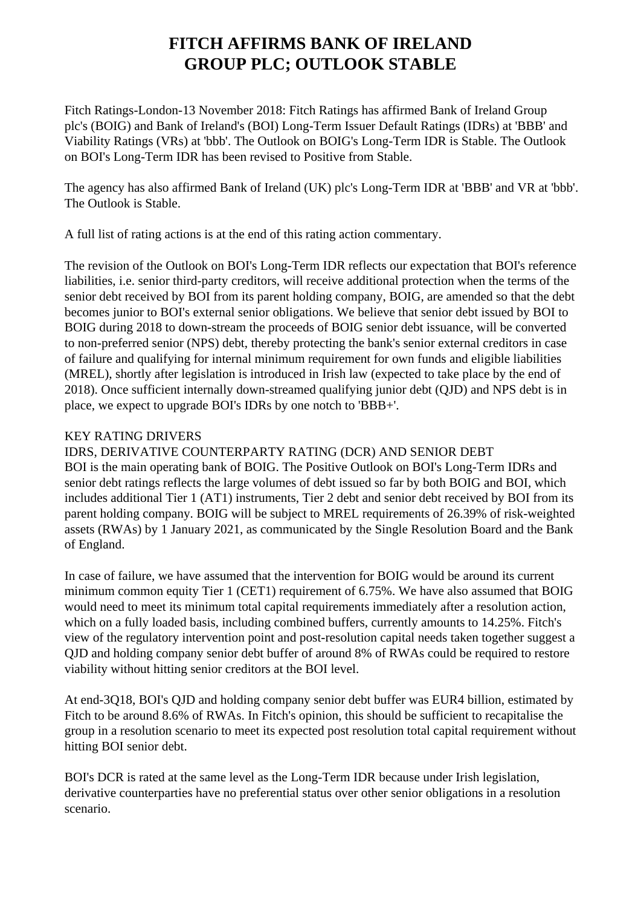# FITCH AFFIRMS BANK OF IRELAND GROUP PLC; OUTLOOK STABLE

Fitch Ratings-London-13 November 2018: Fitch Ratings has affirmed Bank of Ireland Group plc's (BOIG) and Bank of Ireland's (BOI) Long-Term Issuer Default Ratings (IDRs) at 'BBB' and Viability Ratings (VRs) at 'bbb'. The Outlook on BOIG's Long-Term IDR is Stable. The Outlook on BOI's Long-Term IDR has been revised to Positive from Stable.

The agency has also affirmed Bank of Ireland (UK) plc's Long-Term IDR at 'BBB' and VR at 'bbb'. The Outlook is Stable.

A full list of rating actions is at the end of this rating action commentary.

The revision of the Outlook on BOI's Long-Term IDR reflects our expectation that BOI's reference liabilities, i.e. senior third-party creditors, will receive additional protection when the terms of the senior debt received by BOI from its parent holding company, BOIG, are amended so that the debt becomes junior to BOI's external senior obligations. We believe that senior debt issued by BOI to BOIG during 2018 to down-stream the proceeds of BOIG senior debt issuance, will be converted to non-preferred senior (NPS) debt, thereby protecting the bank's senior external creditors in case of failure and qualifying for internal minimum requirement for own funds and eligible liabilities (MREL), shortly after legislation is introduced in Irish law (expected to take place by the end of 2018). Once sufficient internally down-streamed qualifying junior debt (QJD) and NPS debt is in place, we expect to upgrade BOI's IDRs by one notch to 'BBB+'.

## KEY RATING DRIVERS

### IDRS, DERIVATIVE COUNTERPARTY RATING (DCR) AND SENIOR DEBT

BOI is the main operating bank of BOIG. The Positive Outlook on BOI's Long-Term IDRs and senior debt ratings reflects the large volumes of debt issued so far by both BOIG and BOI, which includes additional Tier 1 (AT1) instruments, Tier 2 debt and senior debt received by BOI from its parent holding company. BOIG will be subject to MREL requirements of 26.39% of risk-weighted assets (RWAs) by 1 January 2021, as communicated by the Single Resolution Board and the Bank of England.

In case of failure, we have assumed that the intervention for BOIG would be around its current minimum common equity Tier 1 (CET1) requirement of 6.75%. We have also assumed that BOIG would need to meet its minimum total capital requirements immediately after a resolution action, which on a fully loaded basis, including combined buffers, currently amounts to 14.25%. Fitch's view of the regulatory intervention point and post-resolution capital needs taken together suggest a QJD and holding company senior debt buffer of around 8% of RWAs could be required to restore viability without hitting senior creditors at the BOI level.

At end-3Q18, BOI's QJD and holding company senior debt buffer was EUR4 billion, estimated by Fitch to be around 8.6% of RWAs. In Fitch's opinion, this should be sufficient to recapitalise the group in a resolution scenario to meet its expected post resolution total capital requirement without hitting BOI senior debt.

BOI's DCR is rated at the same level as the Long-Term IDR because under Irish legislation, derivative counterparties have no preferential status over other senior obligations in a resolution scenario.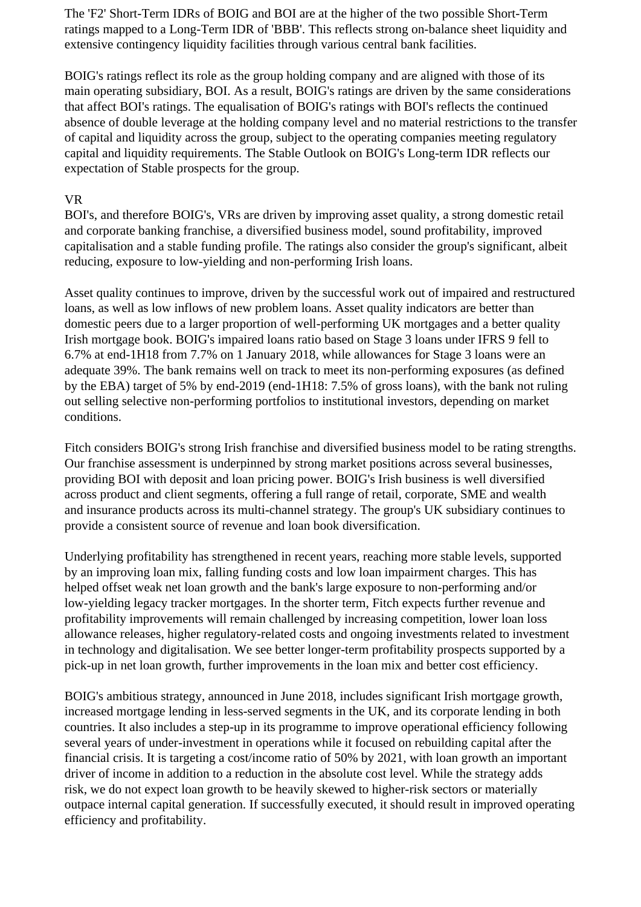The 'F2' Short-Term IDRs of BOIG and BOI are at the higher of the two possible Short-Term ratings mapped to a Long-Term IDR of 'BBB'. This reflects strong on-balance sheet liquidity and extensive contingency liquidity facilities through various central bank facilities.

BOIG's ratings reflect its role as the group holding company and are aligned with those of its main operating subsidiary, BOI. As a result, BOIG's ratings are driven by the same considerations that affect BOI's ratings. The equalisation of BOIG's ratings with BOI's reflects the continued absence of double leverage at the holding company level and no material restrictions to the transfer of capital and liquidity across the group, subject to the operating companies meeting regulatory capital and liquidity requirements. The Stable Outlook on BOIG's Long-term IDR reflects our expectation of Stable prospects for the group.

VR

BOI's, and therefore BOIG's, VRs are driven by improving asset quality, a strong domestic retail and corporate banking franchise, a diversified business model, sound profitability, improved capitalisation and a stable funding profile. The ratings also consider the group's significant, albeit reducing, exposure to low-yielding and non-performing Irish loans.

Asset quality continues to improve, driven by the successful work out of impaired and restructured loans, as well as low inflows of new problem loans. Asset quality indicators are better than domestic peers due to a larger proportion of well-performing UK mortgages and a better quality Irish mortgage book. BOIG's impaired loans ratio based on Stage 3 loans under IFRS 9 fell to 6.7% at end-1H18 from 7.7% on 1 January 2018, while allowances for Stage 3 loans were an adequate 39%. The bank remains well on track to meet its non-performing exposures (as defined by the EBA) target of 5% by end-2019 (end-1H18: 7.5% of gross loans), with the bank not ruling out selling selective non-performing portfolios to institutional investors, depending on market conditions.

Fitch considers BOIG's strong Irish franchise and diversified business model to be rating strengths. Our franchise assessment is underpinned by strong market positions across several businesses, providing BOI with deposit and loan pricing power. BOIG's Irish business is well diversified across product and client segments, offering a full range of retail, corporate, SME and wealth and insurance products across its multi-channel strategy. The group's UK subsidiary continues to provide a consistent source of revenue and loan book diversification.

Underlying profitability has strengthened in recent years, reaching more stable levels, supported by an improving loan mix, falling funding costs and low loan impairment charges. This has helped offset weak net loan growth and the bank's large exposure to non-performing and/or low-yielding legacy tracker mortgages. In the shorter term, Fitch expects further revenue and profitability improvements will remain challenged by increasing competition, lower loan loss allowance releases, higher regulatory-related costs and ongoing investments related to investment in technology and digitalisation. We see better longer-term profitability prospects supported by a pick-up in net loan growth, further improvements in the loan mix and better cost efficiency.

BOIG's ambitious strategy, announced in June 2018, includes significant Irish mortgage growth, increased mortgage lending in less-served segments in the UK, and its corporate lending in both countries. It also includes a step-up in its programme to improve operational efficiency following several years of under-investment in operations while it focused on rebuilding capital after the financial crisis. It is targeting a cost/income ratio of 50% by 2021, with loan growth an important driver of income in addition to a reduction in the absolute cost level. While the strategy adds risk, we do not expect loan growth to be heavily skewed to higher-risk sectors or materially outpace internal capital generation. If successfully executed, it should result in improved operating efficiency and profitability.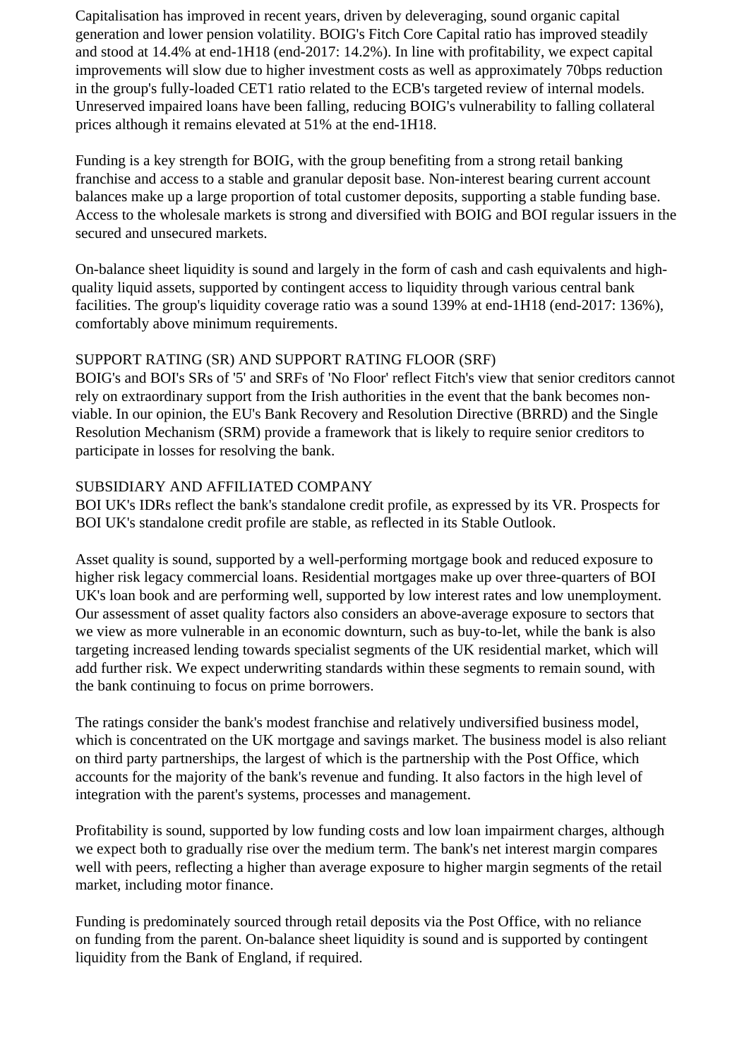Capitalisation has improved in recent years, driven by deleveraging, sound organic capital generation and lower pension volatility. BOIG's Fitch Core Capital ratio has improved steadily and stood at 14.4% at end-1H18 (end-2017: 14.2%). In line with profitability, we expect capital improvements will slow due to higher investment costs as well as approximately 70bps reduction in the group's fully-loaded CET1 ratio related to the ECB's targeted review of internal models. Unreserved impaired loans have been falling, reducing BOIG's vulnerability to falling collateral prices although it remains elevated at 51% at the end-1H18.

Funding is a key strength for BOIG, with the group benefiting from a strong retail banking franchise and access to a stable and granular deposit base. Non-interest bearing current account balances make up a large proportion of total customer deposits, supporting a stable funding base. Access to the wholesale markets is strong and diversified with BOIG and BOI regular issuers in the secured and unsecured markets.

On-balance sheet liquidity is sound and largely in the form of cash and cash equivalents and high-quality liquid assets, supported by contingent access to liquidity through various central bank facilities. The group's liquidity coverage ratio was a sound 139% at end-1H18 (end-2017: 136%), comfortably above minimum requirements.

SUPPORT RATING (SR) AND SUPPORT RATING FLOOR (SRF)
BOIG's and BOI's SRs of '5' and SRFs of 'No Floor' reflect Fitch's view that senior creditors cannot rely on extraordinary support from the Irish authorities in the event that the bank becomes non-viable. In our opinion, the EU's Bank Recovery and Resolution Directive (BRRD) and the Single Resolution Mechanism (SRM) provide a framework that is likely to require senior creditors to participate in losses for resolving the bank.

SUBSIDIARY AND AFFILIATED COMPANY
BOI UK's IDRs reflect the bank's standalone credit profile, as expressed by its VR. Prospects for BOI UK's standalone credit profile are stable, as reflected in its Stable Outlook.

Asset quality is sound, supported by a well-performing mortgage book and reduced exposure to higher risk legacy commercial loans. Residential mortgages make up over three-quarters of BOI UK's loan book and are performing well, supported by low interest rates and low unemployment. Our assessment of asset quality factors also considers an above-average exposure to sectors that we view as more vulnerable in an economic downturn, such as buy-to-let, while the bank is also targeting increased lending towards specialist segments of the UK residential market, which will add further risk. We expect underwriting standards within these segments to remain sound, with the bank continuing to focus on prime borrowers.

The ratings consider the bank's modest franchise and relatively undiversified business model, which is concentrated on the UK mortgage and savings market. The business model is also reliant on third party partnerships, the largest of which is the partnership with the Post Office, which accounts for the majority of the bank's revenue and funding. It also factors in the high level of integration with the parent's systems, processes and management.

Profitability is sound, supported by low funding costs and low loan impairment charges, although we expect both to gradually rise over the medium term. The bank's net interest margin compares well with peers, reflecting a higher than average exposure to higher margin segments of the retail market, including motor finance.

Funding is predominately sourced through retail deposits via the Post Office, with no reliance on funding from the parent. On-balance sheet liquidity is sound and is supported by contingent liquidity from the Bank of England, if required.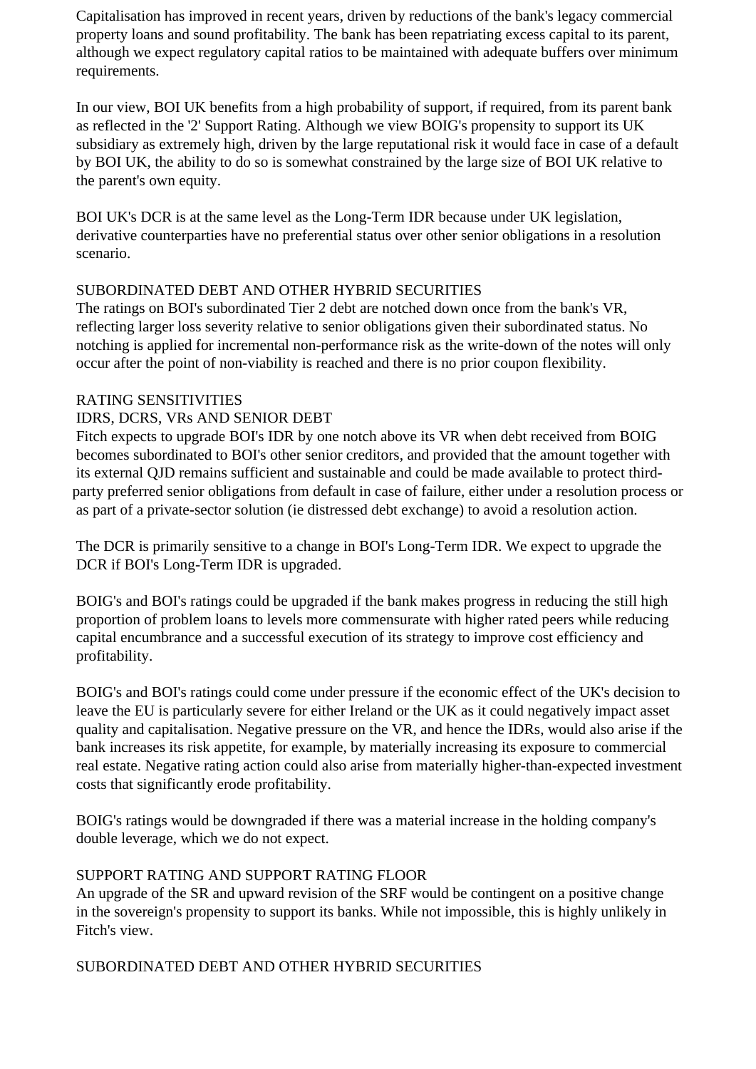Capitalisation has improved in recent years, driven by reductions of the bank's legacy commercial property loans and sound profitability. The bank has been repatriating excess capital to its parent, although we expect regulatory capital ratios to be maintained with adequate buffers over minimum requirements.

In our view, BOI UK benefits from a high probability of support, if required, from its parent bank as reflected in the '2' Support Rating. Although we view BOIG's propensity to support its UK subsidiary as extremely high, driven by the large reputational risk it would face in case of a default by BOI UK, the ability to do so is somewhat constrained by the large size of BOI UK relative to the parent's own equity.

BOI UK's DCR is at the same level as the Long-Term IDR because under UK legislation, derivative counterparties have no preferential status over other senior obligations in a resolution scenario.

## SUBORDINATED DEBT AND OTHER HYBRID SECURITIES

The ratings on BOI's subordinated Tier 2 debt are notched down once from the bank's VR, reflecting larger loss severity relative to senior obligations given their subordinated status. No notching is applied for incremental non-performance risk as the write-down of the notes will only occur after the point of non-viability is reached and there is no prior coupon flexibility.

## RATING SENSITIVITIES

### IDRS, DCRS, VRs AND SENIOR DEBT

Fitch expects to upgrade BOI's IDR by one notch above its VR when debt received from BOIG becomes subordinated to BOI's other senior creditors, and provided that the amount together with its external QJD remains sufficient and sustainable and could be made available to protect third-party preferred senior obligations from default in case of failure, either under a resolution process or as part of a private-sector solution (ie distressed debt exchange) to avoid a resolution action.

The DCR is primarily sensitive to a change in BOI's Long-Term IDR. We expect to upgrade the DCR if BOI's Long-Term IDR is upgraded.

BOIG's and BOI's ratings could be upgraded if the bank makes progress in reducing the still high proportion of problem loans to levels more commensurate with higher rated peers while reducing capital encumbrance and a successful execution of its strategy to improve cost efficiency and profitability.

BOIG's and BOI's ratings could come under pressure if the economic effect of the UK's decision to leave the EU is particularly severe for either Ireland or the UK as it could negatively impact asset quality and capitalisation. Negative pressure on the VR, and hence the IDRs, would also arise if the bank increases its risk appetite, for example, by materially increasing its exposure to commercial real estate. Negative rating action could also arise from materially higher-than-expected investment costs that significantly erode profitability.

BOIG's ratings would be downgraded if there was a material increase in the holding company's double leverage, which we do not expect.

### SUPPORT RATING AND SUPPORT RATING FLOOR

An upgrade of the SR and upward revision of the SRF would be contingent on a positive change in the sovereign's propensity to support its banks. While not impossible, this is highly unlikely in Fitch's view.

### SUBORDINATED DEBT AND OTHER HYBRID SECURITIES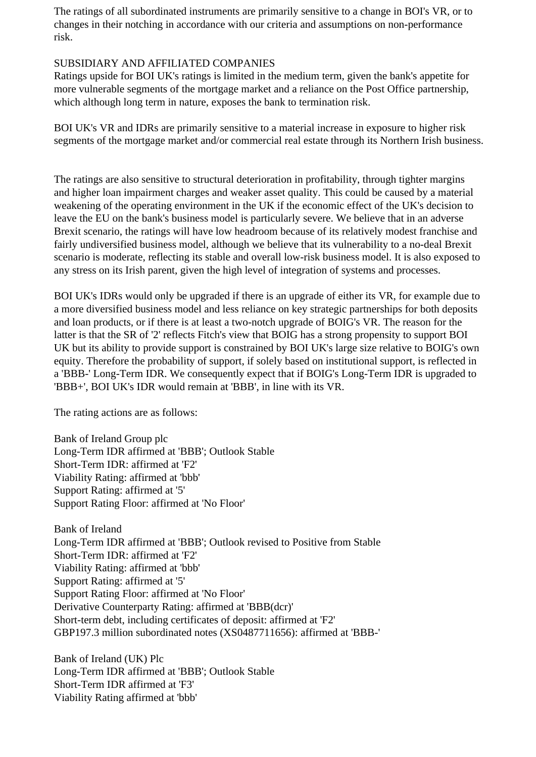The ratings of all subordinated instruments are primarily sensitive to a change in BOI's VR, or to changes in their notching in accordance with our criteria and assumptions on non-performance risk.

SUBSIDIARY AND AFFILIATED COMPANIES

Ratings upside for BOI UK's ratings is limited in the medium term, given the bank's appetite for more vulnerable segments of the mortgage market and a reliance on the Post Office partnership, which although long term in nature, exposes the bank to termination risk.

BOI UK's VR and IDRs are primarily sensitive to a material increase in exposure to higher risk segments of the mortgage market and/or commercial real estate through its Northern Irish business.

The ratings are also sensitive to structural deterioration in profitability, through tighter margins and higher loan impairment charges and weaker asset quality. This could be caused by a material weakening of the operating environment in the UK if the economic effect of the UK's decision to leave the EU on the bank's business model is particularly severe. We believe that in an adverse Brexit scenario, the ratings will have low headroom because of its relatively modest franchise and fairly undiversified business model, although we believe that its vulnerability to a no-deal Brexit scenario is moderate, reflecting its stable and overall low-risk business model. It is also exposed to any stress on its Irish parent, given the high level of integration of systems and processes.

BOI UK's IDRs would only be upgraded if there is an upgrade of either its VR, for example due to a more diversified business model and less reliance on key strategic partnerships for both deposits and loan products, or if there is at least a two-notch upgrade of BOIG's VR. The reason for the latter is that the SR of '2' reflects Fitch's view that BOIG has a strong propensity to support BOI UK but its ability to provide support is constrained by BOI UK's large size relative to BOIG's own equity. Therefore the probability of support, if solely based on institutional support, is reflected in a 'BBB-' Long-Term IDR. We consequently expect that if BOIG's Long-Term IDR is upgraded to 'BBB+', BOI UK's IDR would remain at 'BBB', in line with its VR.

The rating actions are as follows:

Bank of Ireland Group plc
Long-Term IDR affirmed at 'BBB'; Outlook Stable
Short-Term IDR: affirmed at 'F2'
Viability Rating: affirmed at 'bbb'
Support Rating: affirmed at '5'
Support Rating Floor: affirmed at 'No Floor'

Bank of Ireland
Long-Term IDR affirmed at 'BBB'; Outlook revised to Positive from Stable
Short-Term IDR: affirmed at 'F2'
Viability Rating: affirmed at 'bbb'
Support Rating: affirmed at '5'
Support Rating Floor: affirmed at 'No Floor'
Derivative Counterparty Rating: affirmed at 'BBB(dcr)'
Short-term debt, including certificates of deposit: affirmed at 'F2'
GBP197.3 million subordinated notes (XS0487711656): affirmed at 'BBB-'

Bank of Ireland (UK) Plc
Long-Term IDR affirmed at 'BBB'; Outlook Stable
Short-Term IDR affirmed at 'F3'
Viability Rating affirmed at 'bbb'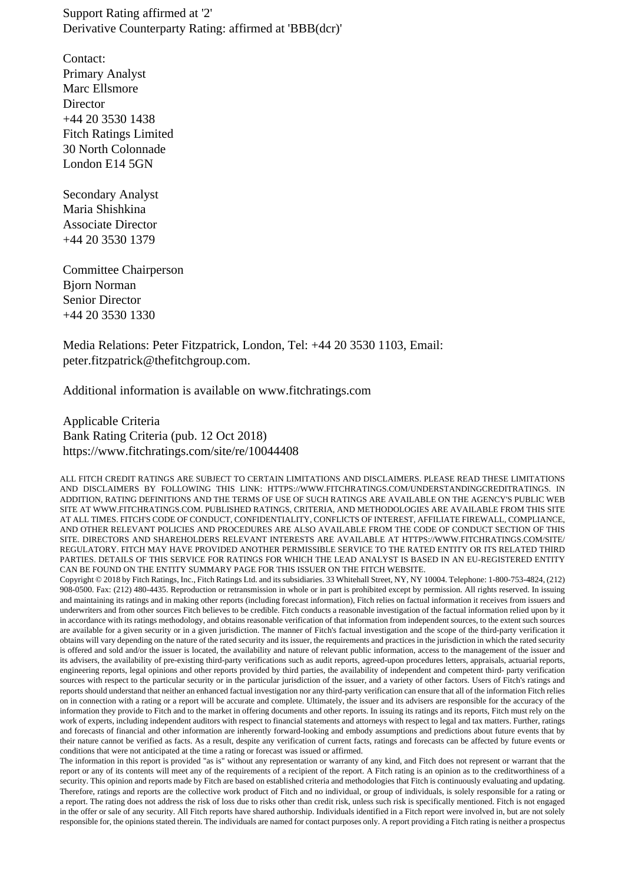Support Rating affirmed at '2'
Derivative Counterparty Rating: affirmed at 'BBB(dcr)'

Contact:
Primary Analyst
Marc Ellsmore
Director
+44 20 3530 1438
Fitch Ratings Limited
30 North Colonnade
London E14 5GN

Secondary Analyst
Maria Shishkina
Associate Director
+44 20 3530 1379

Committee Chairperson
Bjorn Norman
Senior Director
+44 20 3530 1330

Media Relations: Peter Fitzpatrick, London, Tel: +44 20 3530 1103, Email: peter.fitzpatrick@thefitchgroup.com.

Additional information is available on www.fitchratings.com

Applicable Criteria
Bank Rating Criteria (pub. 12 Oct 2018)
https://www.fitchratings.com/site/re/10044408

ALL FITCH CREDIT RATINGS ARE SUBJECT TO CERTAIN LIMITATIONS AND DISCLAIMERS. PLEASE READ THESE LIMITATIONS AND DISCLAIMERS BY FOLLOWING THIS LINK: HTTPS://WWW.FITCHRATINGS.COM/UNDERSTANDINGCREDITRATINGS. IN ADDITION, RATING DEFINITIONS AND THE TERMS OF USE OF SUCH RATINGS ARE AVAILABLE ON THE AGENCY'S PUBLIC WEB SITE AT WWW.FITCHRATINGS.COM. PUBLISHED RATINGS, CRITERIA, AND METHODOLOGIES ARE AVAILABLE FROM THIS SITE AT ALL TIMES. FITCH'S CODE OF CONDUCT, CONFIDENTIALITY, CONFLICTS OF INTEREST, AFFILIATE FIREWALL, COMPLIANCE, AND OTHER RELEVANT POLICIES AND PROCEDURES ARE ALSO AVAILABLE FROM THE CODE OF CONDUCT SECTION OF THIS SITE. DIRECTORS AND SHAREHOLDERS RELEVANT INTERESTS ARE AVAILABLE AT HTTPS://WWW.FITCHRATINGS.COM/SITE/REGULATORY. FITCH MAY HAVE PROVIDED ANOTHER PERMISSIBLE SERVICE TO THE RATED ENTITY OR ITS RELATED THIRD PARTIES. DETAILS OF THIS SERVICE FOR RATINGS FOR WHICH THE LEAD ANALYST IS BASED IN AN EU-REGISTERED ENTITY CAN BE FOUND ON THE ENTITY SUMMARY PAGE FOR THIS ISSUER ON THE FITCH WEBSITE.

Copyright © 2018 by Fitch Ratings, Inc., Fitch Ratings Ltd. and its subsidiaries. 33 Whitehall Street, NY, NY 10004. Telephone: 1-800-753-4824, (212) 908-0500. Fax: (212) 480-4435. Reproduction or retransmission in whole or in part is prohibited except by permission. All rights reserved. In issuing and maintaining its ratings and in making other reports (including forecast information), Fitch relies on factual information it receives from issuers and underwriters and from other sources Fitch believes to be credible. Fitch conducts a reasonable investigation of the factual information relied upon by it in accordance with its ratings methodology, and obtains reasonable verification of that information from independent sources, to the extent such sources are available for a given security or in a given jurisdiction. The manner of Fitch's factual investigation and the scope of the third-party verification it obtains will vary depending on the nature of the rated security and its issuer, the requirements and practices in the jurisdiction in which the rated security is offered and sold and/or the issuer is located, the availability and nature of relevant public information, access to the management of the issuer and its advisers, the availability of pre-existing third-party verifications such as audit reports, agreed-upon procedures letters, appraisals, actuarial reports, engineering reports, legal opinions and other reports provided by third parties, the availability of independent and competent third- party verification sources with respect to the particular security or in the particular jurisdiction of the issuer, and a variety of other factors. Users of Fitch's ratings and reports should understand that neither an enhanced factual investigation nor any third-party verification can ensure that all of the information Fitch relies on in connection with a rating or a report will be accurate and complete. Ultimately, the issuer and its advisers are responsible for the accuracy of the information they provide to Fitch and to the market in offering documents and other reports. In issuing its ratings and its reports, Fitch must rely on the work of experts, including independent auditors with respect to financial statements and attorneys with respect to legal and tax matters. Further, ratings and forecasts of financial and other information are inherently forward-looking and embody assumptions and predictions about future events that by their nature cannot be verified as facts. As a result, despite any verification of current facts, ratings and forecasts can be affected by future events or conditions that were not anticipated at the time a rating or forecast was issued or affirmed.

The information in this report is provided "as is" without any representation or warranty of any kind, and Fitch does not represent or warrant that the report or any of its contents will meet any of the requirements of a recipient of the report. A Fitch rating is an opinion as to the creditworthiness of a security. This opinion and reports made by Fitch are based on established criteria and methodologies that Fitch is continuously evaluating and updating. Therefore, ratings and reports are the collective work product of Fitch and no individual, or group of individuals, is solely responsible for a rating or a report. The rating does not address the risk of loss due to risks other than credit risk, unless such risk is specifically mentioned. Fitch is not engaged in the offer or sale of any security. All Fitch reports have shared authorship. Individuals identified in a Fitch report were involved in, but are not solely responsible for, the opinions stated therein. The individuals are named for contact purposes only. A report providing a Fitch rating is neither a prospectus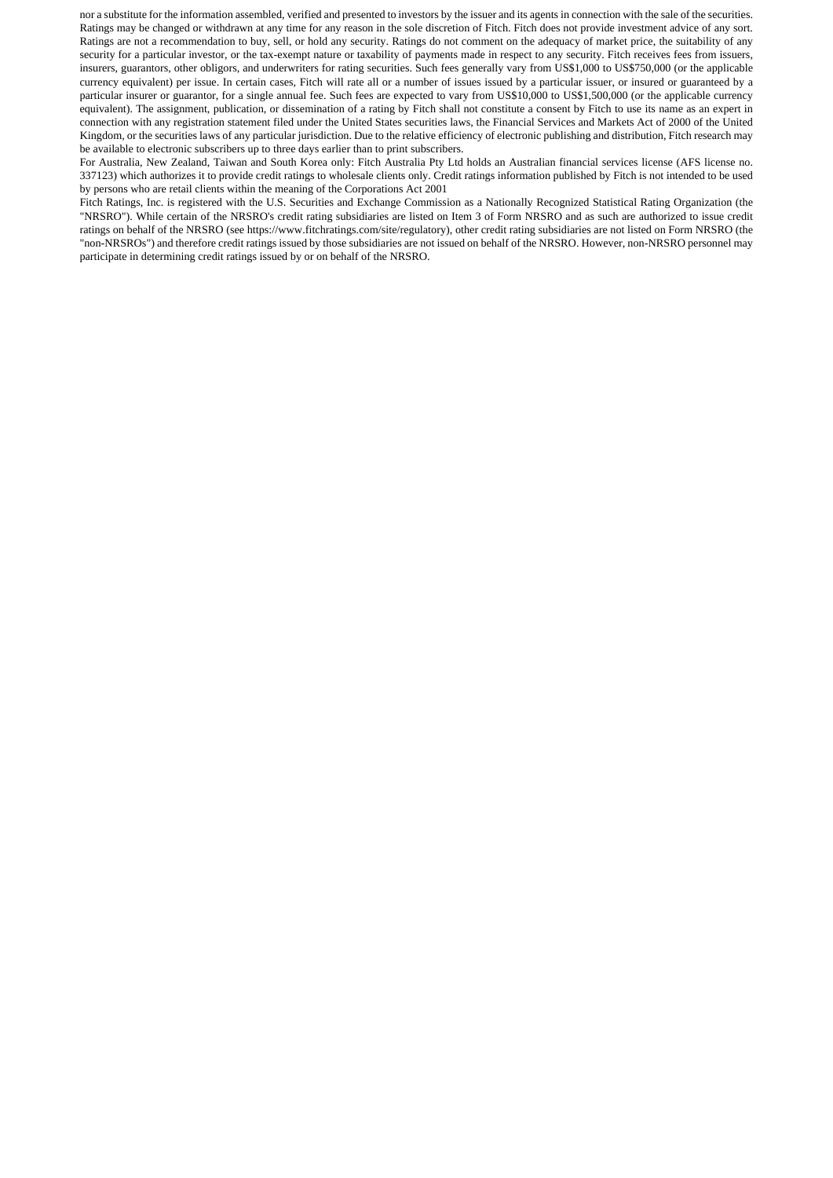nor a substitute for the information assembled, verified and presented to investors by the issuer and its agents in connection with the sale of the securities. Ratings may be changed or withdrawn at any time for any reason in the sole discretion of Fitch. Fitch does not provide investment advice of any sort. Ratings are not a recommendation to buy, sell, or hold any security. Ratings do not comment on the adequacy of market price, the suitability of any security for a particular investor, or the tax-exempt nature or taxability of payments made in respect to any security. Fitch receives fees from issuers, insurers, guarantors, other obligors, and underwriters for rating securities. Such fees generally vary from US$1,000 to US$750,000 (or the applicable currency equivalent) per issue. In certain cases, Fitch will rate all or a number of issues issued by a particular issuer, or insured or guaranteed by a particular insurer or guarantor, for a single annual fee. Such fees are expected to vary from US$10,000 to US$1,500,000 (or the applicable currency equivalent). The assignment, publication, or dissemination of a rating by Fitch shall not constitute a consent by Fitch to use its name as an expert in connection with any registration statement filed under the United States securities laws, the Financial Services and Markets Act of 2000 of the United Kingdom, or the securities laws of any particular jurisdiction. Due to the relative efficiency of electronic publishing and distribution, Fitch research may be available to electronic subscribers up to three days earlier than to print subscribers.

For Australia, New Zealand, Taiwan and South Korea only: Fitch Australia Pty Ltd holds an Australian financial services license (AFS license no. 337123) which authorizes it to provide credit ratings to wholesale clients only. Credit ratings information published by Fitch is not intended to be used by persons who are retail clients within the meaning of the Corporations Act 2001

Fitch Ratings, Inc. is registered with the U.S. Securities and Exchange Commission as a Nationally Recognized Statistical Rating Organization (the "NRSRO"). While certain of the NRSRO's credit rating subsidiaries are listed on Item 3 of Form NRSRO and as such are authorized to issue credit ratings on behalf of the NRSRO (see https://www.fitchratings.com/site/regulatory), other credit rating subsidiaries are not listed on Form NRSRO (the "non-NRSROs") and therefore credit ratings issued by those subsidiaries are not issued on behalf of the NRSRO. However, non-NRSRO personnel may participate in determining credit ratings issued by or on behalf of the NRSRO.